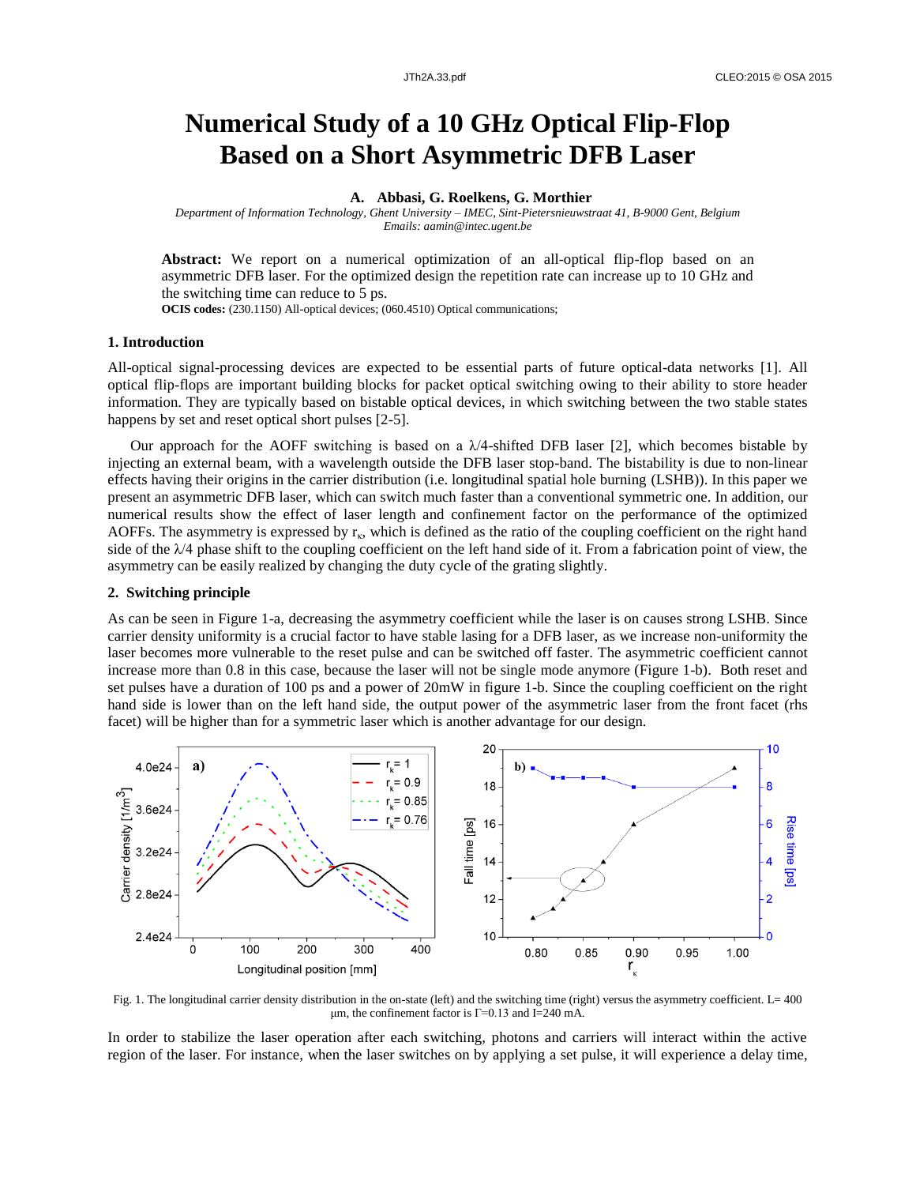# Numerical Study of a 10 GHz Optical Flip-Flop Based on a Short Asymmetric DFB Laser

**A. Abbasi, G. Roelkens, G. Morthier**

*Department of Information Technology, Ghent University – IMEC, Sint-Pietersnieuwstraat 41, B-9000 Gent, Belgium*
*Emails: aamin@intec.ugent.be*

**Abstract:** We report on a numerical optimization of an all-optical flip-flop based on an asymmetric DFB laser. For the optimized design the repetition rate can increase up to 10 GHz and the switching time can reduce to 5 ps.

**OCIS codes:** (230.1150) All-optical devices; (060.4510) Optical communications;

## 1. Introduction

All-optical signal-processing devices are expected to be essential parts of future optical-data networks [1]. All optical flip-flops are important building blocks for packet optical switching owing to their ability to store header information. They are typically based on bistable optical devices, in which switching between the two stable states happens by set and reset optical short pulses [2-5].

Our approach for the AOFF switching is based on a $\lambda/4$-shifted DFB laser [2], which becomes bistable by injecting an external beam, with a wavelength outside the DFB laser stop-band. The bistability is due to non-linear effects having their origins in the carrier distribution (i.e. longitudinal spatial hole burning (LSHB)). In this paper we present an asymmetric DFB laser, which can switch much faster than a conventional symmetric one. In addition, our numerical results show the effect of laser length and confinement factor on the performance of the optimized AOFFs. The asymmetry is expressed by $r_\kappa$, which is defined as the ratio of the coupling coefficient on the right hand side of the $\lambda/4$ phase shift to the coupling coefficient on the left hand side of it. From a fabrication point of view, the asymmetry can be easily realized by changing the duty cycle of the grating slightly.

## 2. Switching principle

As can be seen in Figure 1-a, decreasing the asymmetry coefficient while the laser is on causes strong LSHB. Since carrier density uniformity is a crucial factor to have stable lasing for a DFB laser, as we increase non-uniformity the laser becomes more vulnerable to the reset pulse and can be switched off faster. The asymmetric coefficient cannot increase more than 0.8 in this case, because the laser will not be single mode anymore (Figure 1-b). Both reset and set pulses have a duration of 100 ps and a power of 20mW in figure 1-b. Since the coupling coefficient on the right hand side is lower than on the left hand side, the output power of the asymmetric laser from the front facet (rhs facet) will be higher than for a symmetric laser which is another advantage for our design.

Fig. 1. The longitudinal carrier density distribution in the on-state (left) and the switching time (right) versus the asymmetry coefficient. L= 400 μm, the confinement factor is $\Gamma$=0.13 and I=240 mA.

In order to stabilize the laser operation after each switching, photons and carriers will interact within the active region of the laser. For instance, when the laser switches on by applying a set pulse, it will experience a delay time,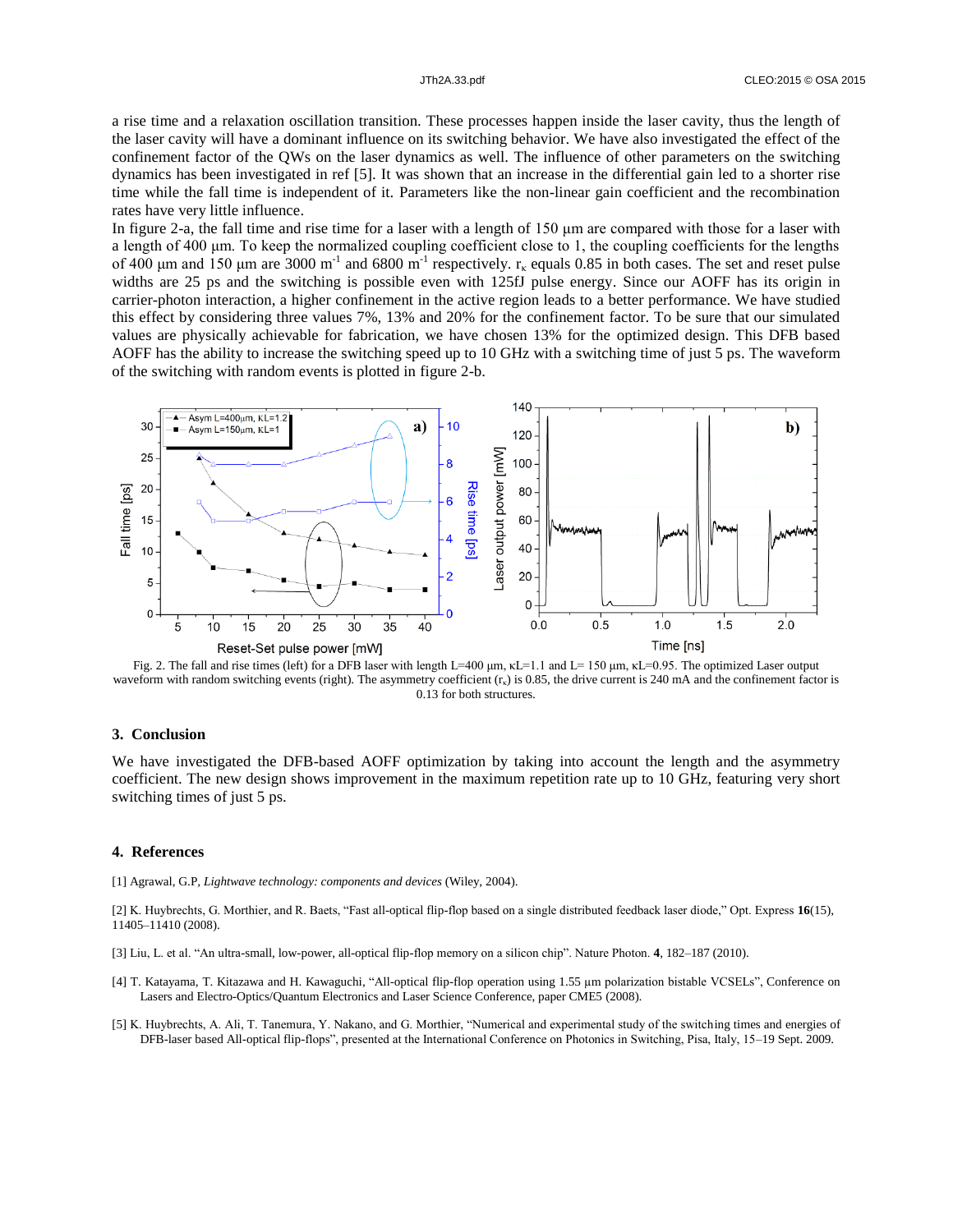a rise time and a relaxation oscillation transition. These processes happen inside the laser cavity, thus the length of the laser cavity will have a dominant influence on its switching behavior. We have also investigated the effect of the confinement factor of the QWs on the laser dynamics as well. The influence of other parameters on the switching dynamics has been investigated in ref [5]. It was shown that an increase in the differential gain led to a shorter rise time while the fall time is independent of it. Parameters like the non-linear gain coefficient and the recombination rates have very little influence.

In figure 2-a, the fall time and rise time for a laser with a length of 150 μm are compared with those for a laser with a length of 400 μm. To keep the normalized coupling coefficient close to 1, the coupling coefficients for the lengths of 400 μm and 150 μm are 3000 $m^{-1}$ and 6800 $m^{-1}$ respectively. $r_\kappa$ equals 0.85 in both cases. The set and reset pulse widths are 25 ps and the switching is possible even with 125fJ pulse energy. Since our AOFF has its origin in carrier-photon interaction, a higher confinement in the active region leads to a better performance. We have studied this effect by considering three values 7%, 13% and 20% for the confinement factor. To be sure that our simulated values are physically achievable for fabrication, we have chosen 13% for the optimized design. This DFB based AOFF has the ability to increase the switching speed up to 10 GHz with a switching time of just 5 ps. The waveform of the switching with random events is plotted in figure 2-b.

a)
Asym L=400μm, κL=1.2
Asym L=150μm, κL=1
Fall time [ps]
Rise time [ps]
Reset-Set pulse power [mW]
0 5 10 15 20 25 30
5 10 15 20 25 30 35 40
0 2 4 6 8 10

b)
Laser output power [mW]
Time [ns]
0 20 40 60 80 100 120 140
0.0 0.5 1.0 1.5 2.0

Fig. 2. The fall and rise times (left) for a DFB laser with length L=400 μm, κL=1.1 and L= 150 μm, κL=0.95. The optimized Laser output waveform with random switching events (right). The asymmetry coefficient ($r_\kappa$) is 0.85, the drive current is 240 mA and the confinement factor is 0.13 for both structures.

## 3. Conclusion

We have investigated the DFB-based AOFF optimization by taking into account the length and the asymmetry coefficient. The new design shows improvement in the maximum repetition rate up to 10 GHz, featuring very short switching times of just 5 ps.

## 4. References

[1] Agrawal, G.P, *Lightwave technology: components and devices* (Wiley, 2004).

[2] K. Huybrechts, G. Morthier, and R. Baets, "Fast all-optical flip-flop based on a single distributed feedback laser diode," Opt. Express **16**(15), 11405–11410 (2008).

[3] Liu, L. et al. "An ultra-small, low-power, all-optical flip-flop memory on a silicon chip". Nature Photon. **4**, 182–187 (2010).

[4] T. Katayama, T. Kitazawa and H. Kawaguchi, "All-optical flip-flop operation using 1.55 μm polarization bistable VCSELs", Conference on Lasers and Electro-Optics/Quantum Electronics and Laser Science Conference, paper CME5 (2008).

[5] K. Huybrechts, A. Ali, T. Tanemura, Y. Nakano, and G. Morthier, "Numerical and experimental study of the switching times and energies of DFB-laser based All-optical flip-flops", presented at the International Conference on Photonics in Switching, Pisa, Italy, 15–19 Sept. 2009.